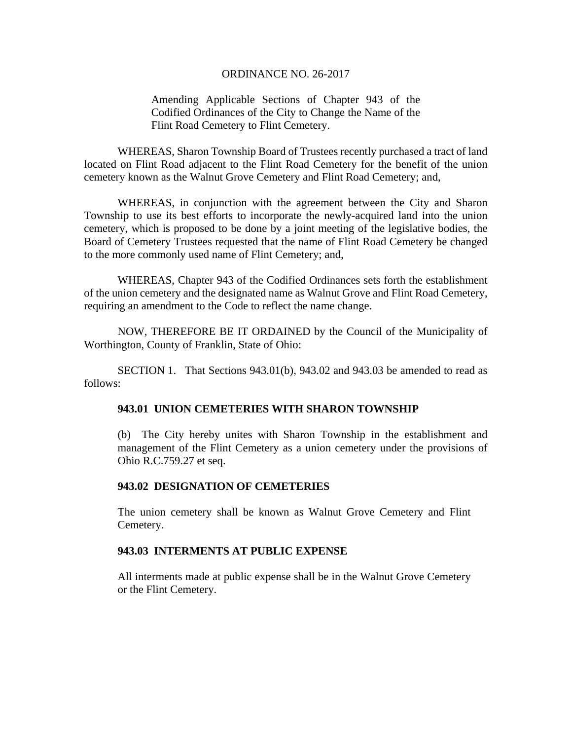ORDINANCE NO. 26-2017

Amending Applicable Sections of Chapter 943 of the Codified Ordinances of the City to Change the Name of the Flint Road Cemetery to Flint Cemetery.

WHEREAS, Sharon Township Board of Trustees recently purchased a tract of land located on Flint Road adjacent to the Flint Road Cemetery for the benefit of the union cemetery known as the Walnut Grove Cemetery and Flint Road Cemetery; and,

WHEREAS, in conjunction with the agreement between the City and Sharon Township to use its best efforts to incorporate the newly-acquired land into the union cemetery, which is proposed to be done by a joint meeting of the legislative bodies, the Board of Cemetery Trustees requested that the name of Flint Road Cemetery be changed to the more commonly used name of Flint Cemetery; and,

WHEREAS, Chapter 943 of the Codified Ordinances sets forth the establishment of the union cemetery and the designated name as Walnut Grove and Flint Road Cemetery, requiring an amendment to the Code to reflect the name change.

NOW, THEREFORE BE IT ORDAINED by the Council of the Municipality of Worthington, County of Franklin, State of Ohio:

SECTION 1. That Sections 943.01(b), 943.02 and 943.03 be amended to read as follows:

**943.01 UNION CEMETERIES WITH SHARON TOWNSHIP**

(b) The City hereby unites with Sharon Township in the establishment and management of the Flint Cemetery as a union cemetery under the provisions of Ohio R.C.759.27 et seq.

**943.02 DESIGNATION OF CEMETERIES**

The union cemetery shall be known as Walnut Grove Cemetery and Flint Cemetery.

**943.03 INTERMENTS AT PUBLIC EXPENSE**

All interments made at public expense shall be in the Walnut Grove Cemetery or the Flint Cemetery.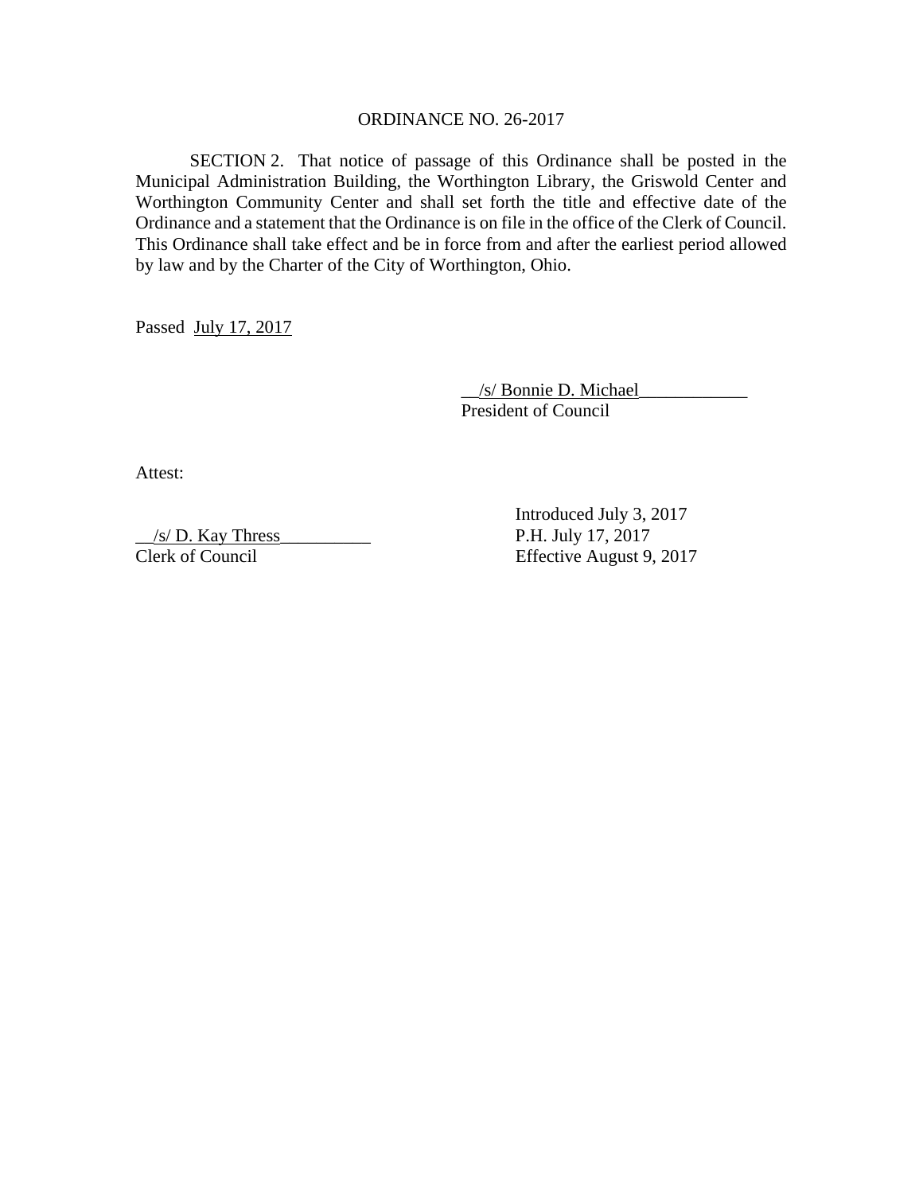ORDINANCE NO. 26-2017

SECTION 2. That notice of passage of this Ordinance shall be posted in the Municipal Administration Building, the Worthington Library, the Griswold Center and Worthington Community Center and shall set forth the title and effective date of the Ordinance and a statement that the Ordinance is on file in the office of the Clerk of Council. This Ordinance shall take effect and be in force from and after the earliest period allowed by law and by the Charter of the City of Worthington, Ohio.

Passed July 17, 2017

/s/ Bonnie D. Michael
President of Council

Attest:

/s/ D. Kay Thress
Clerk of Council

Introduced July 3, 2017
P.H. July 17, 2017
Effective August 9, 2017